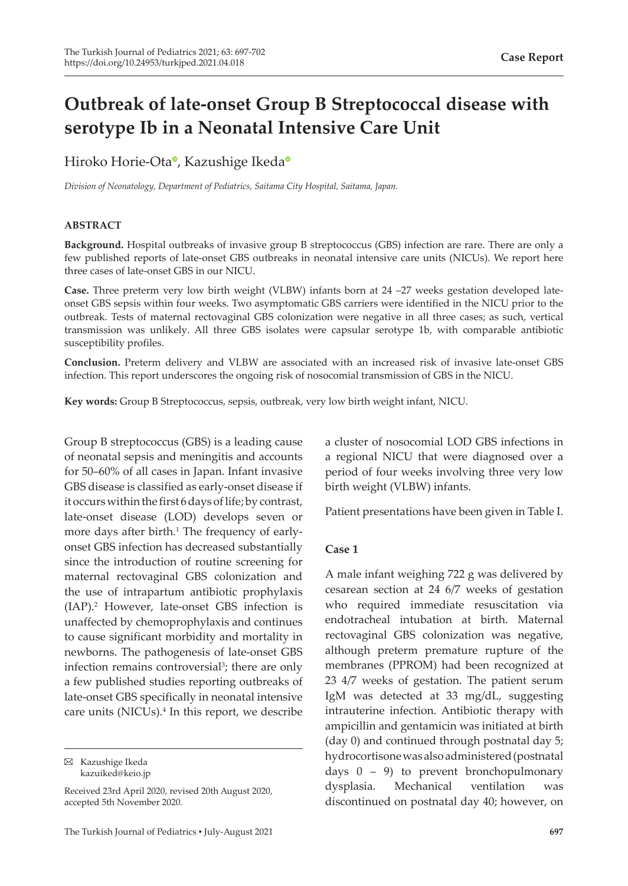# Outbreak of late-onset Group B Streptococcal disease with serotype Ib in a Neonatal Intensive Care Unit

Hiroko Horie-Ota, Kazushige Ikeda

*Division of Neonatology, Department of Pediatrics, Saitama City Hospital, Saitama, Japan.*

#### ABSTRACT

**Background.** Hospital outbreaks of invasive group B streptococcus (GBS) infection are rare. There are only a few published reports of late-onset GBS outbreaks in neonatal intensive care units (NICUs). We report here three cases of late-onset GBS in our NICU.

**Case.** Three preterm very low birth weight (VLBW) infants born at 24 –27 weeks gestation developed late-onset GBS sepsis within four weeks. Two asymptomatic GBS carriers were identified in the NICU prior to the outbreak. Tests of maternal rectovaginal GBS colonization were negative in all three cases; as such, vertical transmission was unlikely. All three GBS isolates were capsular serotype 1b, with comparable antibiotic susceptibility profiles.

**Conclusion.** Preterm delivery and VLBW are associated with an increased risk of invasive late-onset GBS infection. This report underscores the ongoing risk of nosocomial transmission of GBS in the NICU.

**Key words:** Group B Streptococcus, sepsis, outbreak, very low birth weight infant, NICU.

Group B streptococcus (GBS) is a leading cause of neonatal sepsis and meningitis and accounts for 50–60% of all cases in Japan. Infant invasive GBS disease is classified as early-onset disease if it occurs within the first 6 days of life; by contrast, late-onset disease (LOD) develops seven or more days after birth.[1] The frequency of early-onset GBS infection has decreased substantially since the introduction of routine screening for maternal rectovaginal GBS colonization and the use of intrapartum antibiotic prophylaxis (IAP).[2] However, late-onset GBS infection is unaffected by chemoprophylaxis and continues to cause significant morbidity and mortality in newborns. The pathogenesis of late-onset GBS infection remains controversial[3]; there are only a few published studies reporting outbreaks of late-onset GBS specifically in neonatal intensive care units (NICUs).[4] In this report, we describe a cluster of nosocomial LOD GBS infections in a regional NICU that were diagnosed over a period of four weeks involving three very low birth weight (VLBW) infants.

Patient presentations have been given in Table I.

### Case 1

A male infant weighing 722 g was delivered by cesarean section at 24 6/7 weeks of gestation who required immediate resuscitation via endotracheal intubation at birth. Maternal rectovaginal GBS colonization was negative, although preterm premature rupture of the membranes (PPROM) had been recognized at 23 4/7 weeks of gestation. The patient serum IgM was detected at 33 mg/dL, suggesting intrauterine infection. Antibiotic therapy with ampicillin and gentamicin was initiated at birth (day 0) and continued through postnatal day 5; hydrocortisone was also administered (postnatal days 0 – 9) to prevent bronchopulmonary dysplasia. Mechanical ventilation was discontinued on postnatal day 40; however, on

✉ Kazushige Ikeda
kazuiked@keio.jp

Received 23rd April 2020, revised 20th August 2020, accepted 5th November 2020.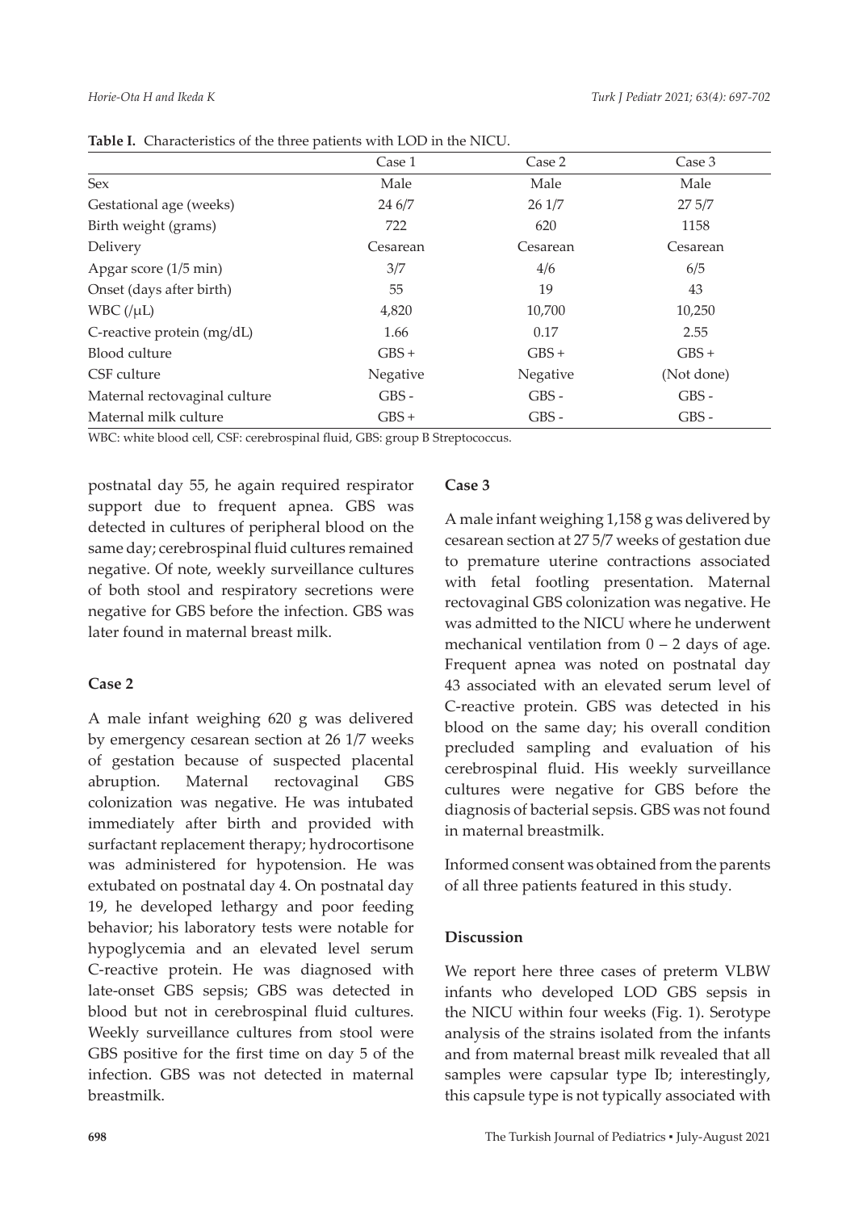**Table I.** Characteristics of the three patients with LOD in the NICU.

| | Case 1 | Case 2 | Case 3 |
|---|---|---|---|
| Sex | Male | Male | Male |
| Gestational age (weeks) | 24 6/7 | 26 1/7 | 27 5/7 |
| Birth weight (grams) | 722 | 620 | 1158 |
| Delivery | Cesarean | Cesarean | Cesarean |
| Apgar score (1/5 min) | 3/7 | 4/6 | 6/5 |
| Onset (days after birth) | 55 | 19 | 43 |
| WBC (/μL) | 4,820 | 10,700 | 10,250 |
| C-reactive protein (mg/dL) | 1.66 | 0.17 | 2.55 |
| Blood culture | GBS + | GBS + | GBS + |
| CSF culture | Negative | Negative | (Not done) |
| Maternal rectovaginal culture | GBS - | GBS - | GBS - |
| Maternal milk culture | GBS + | GBS - | GBS - |

WBC: white blood cell, CSF: cerebrospinal fluid, GBS: group B Streptococcus.

postnatal day 55, he again required respirator support due to frequent apnea. GBS was detected in cultures of peripheral blood on the same day; cerebrospinal fluid cultures remained negative. Of note, weekly surveillance cultures of both stool and respiratory secretions were negative for GBS before the infection. GBS was later found in maternal breast milk.

### Case 2

A male infant weighing 620 g was delivered by emergency cesarean section at 26 1/7 weeks of gestation because of suspected placental abruption. Maternal rectovaginal GBS colonization was negative. He was intubated immediately after birth and provided with surfactant replacement therapy; hydrocortisone was administered for hypotension. He was extubated on postnatal day 4. On postnatal day 19, he developed lethargy and poor feeding behavior; his laboratory tests were notable for hypoglycemia and an elevated level serum C-reactive protein. He was diagnosed with late-onset GBS sepsis; GBS was detected in blood but not in cerebrospinal fluid cultures. Weekly surveillance cultures from stool were GBS positive for the first time on day 5 of the infection. GBS was not detected in maternal breastmilk.

### Case 3

A male infant weighing 1,158 g was delivered by cesarean section at 27 5/7 weeks of gestation due to premature uterine contractions associated with fetal footling presentation. Maternal rectovaginal GBS colonization was negative. He was admitted to the NICU where he underwent mechanical ventilation from 0 – 2 days of age. Frequent apnea was noted on postnatal day 43 associated with an elevated serum level of C-reactive protein. GBS was detected in his blood on the same day; his overall condition precluded sampling and evaluation of his cerebrospinal fluid. His weekly surveillance cultures were negative for GBS before the diagnosis of bacterial sepsis. GBS was not found in maternal breastmilk.

Informed consent was obtained from the parents of all three patients featured in this study.

## Discussion

We report here three cases of preterm VLBW infants who developed LOD GBS sepsis in the NICU within four weeks (Fig. 1). Serotype analysis of the strains isolated from the infants and from maternal breast milk revealed that all samples were capsular type Ib; interestingly, this capsule type is not typically associated with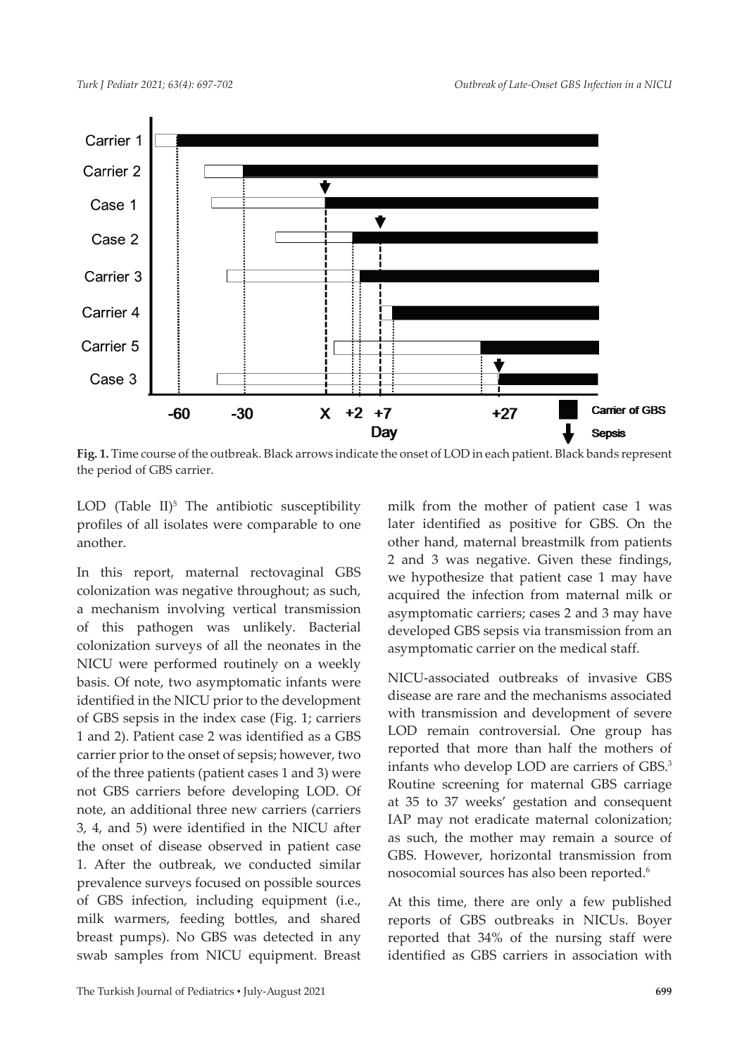**Fig. 1.** Time course of the outbreak. Black arrows indicate the onset of LOD in each patient. Black bands represent the period of GBS carrier.

LOD (Table II)[5] The antibiotic susceptibility profiles of all isolates were comparable to one another.

In this report, maternal rectovaginal GBS colonization was negative throughout; as such, a mechanism involving vertical transmission of this pathogen was unlikely. Bacterial colonization surveys of all the neonates in the NICU were performed routinely on a weekly basis. Of note, two asymptomatic infants were identified in the NICU prior to the development of GBS sepsis in the index case (Fig. 1; carriers 1 and 2). Patient case 2 was identified as a GBS carrier prior to the onset of sepsis; however, two of the three patients (patient cases 1 and 3) were not GBS carriers before developing LOD. Of note, an additional three new carriers (carriers 3, 4, and 5) were identified in the NICU after the onset of disease observed in patient case 1. After the outbreak, we conducted similar prevalence surveys focused on possible sources of GBS infection, including equipment (i.e., milk warmers, feeding bottles, and shared breast pumps). No GBS was detected in any swab samples from NICU equipment. Breast milk from the mother of patient case 1 was later identified as positive for GBS. On the other hand, maternal breastmilk from patients 2 and 3 was negative. Given these findings, we hypothesize that patient case 1 may have acquired the infection from maternal milk or asymptomatic carriers; cases 2 and 3 may have developed GBS sepsis via transmission from an asymptomatic carrier on the medical staff.

NICU-associated outbreaks of invasive GBS disease are rare and the mechanisms associated with transmission and development of severe LOD remain controversial. One group has reported that more than half the mothers of infants who develop LOD are carriers of GBS.[3] Routine screening for maternal GBS carriage at 35 to 37 weeks' gestation and consequent IAP may not eradicate maternal colonization; as such, the mother may remain a source of GBS. However, horizontal transmission from nosocomial sources has also been reported.[6]

At this time, there are only a few published reports of GBS outbreaks in NICUs. Boyer reported that 34% of the nursing staff were identified as GBS carriers in association with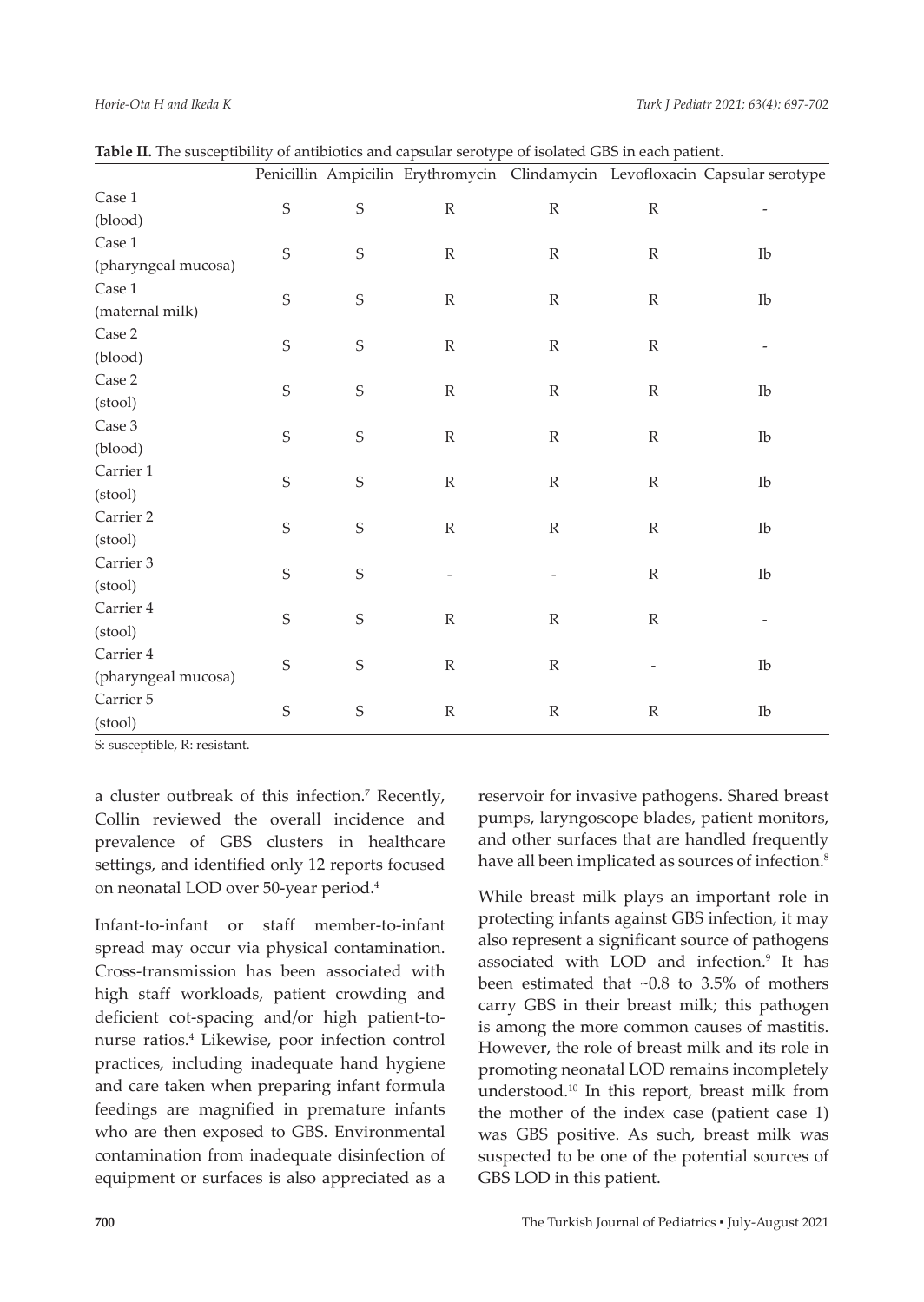**Table II.** The susceptibility of antibiotics and capsular serotype of isolated GBS in each patient.

| | Penicillin | Ampicilin | Erythromycin | Clindamycin | Levofloxacin | Capsular serotype |
|---|---|---|---|---|---|---|
| Case 1 (blood) | S | S | R | R | R | - |
| Case 1 (pharyngeal mucosa) | S | S | R | R | R | Ib |
| Case 1 (maternal milk) | S | S | R | R | R | Ib |
| Case 2 (blood) | S | S | R | R | R | - |
| Case 2 (stool) | S | S | R | R | R | Ib |
| Case 3 (blood) | S | S | R | R | R | Ib |
| Carrier 1 (stool) | S | S | R | R | R | Ib |
| Carrier 2 (stool) | S | S | R | R | R | Ib |
| Carrier 3 (stool) | S | S | - | - | R | Ib |
| Carrier 4 (stool) | S | S | R | R | R | - |
| Carrier 4 (pharyngeal mucosa) | S | S | R | R | - | Ib |
| Carrier 5 (stool) | S | S | R | R | R | Ib |

S: susceptible, R: resistant.

a cluster outbreak of this infection.[7] Recently, Collin reviewed the overall incidence and prevalence of GBS clusters in healthcare settings, and identified only 12 reports focused on neonatal LOD over 50-year period.[4]

Infant-to-infant or staff member-to-infant spread may occur via physical contamination. Cross-transmission has been associated with high staff workloads, patient crowding and deficient cot-spacing and/or high patient-to-nurse ratios.[4] Likewise, poor infection control practices, including inadequate hand hygiene and care taken when preparing infant formula feedings are magnified in premature infants who are then exposed to GBS. Environmental contamination from inadequate disinfection of equipment or surfaces is also appreciated as a reservoir for invasive pathogens. Shared breast pumps, laryngoscope blades, patient monitors, and other surfaces that are handled frequently have all been implicated as sources of infection.[8]

While breast milk plays an important role in protecting infants against GBS infection, it may also represent a significant source of pathogens associated with LOD and infection.[9] It has been estimated that ~0.8 to 3.5% of mothers carry GBS in their breast milk; this pathogen is among the more common causes of mastitis. However, the role of breast milk and its role in promoting neonatal LOD remains incompletely understood.[10] In this report, breast milk from the mother of the index case (patient case 1) was GBS positive. As such, breast milk was suspected to be one of the potential sources of GBS LOD in this patient.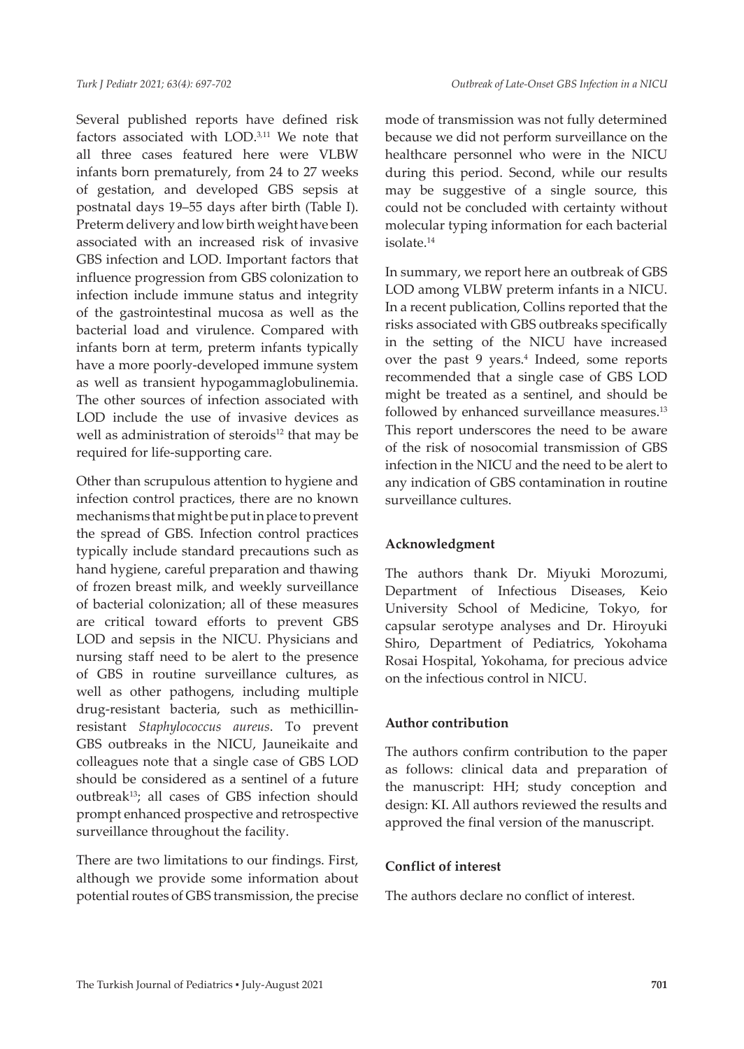Several published reports have defined risk factors associated with LOD.[3,11] We note that all three cases featured here were VLBW infants born prematurely, from 24 to 27 weeks of gestation, and developed GBS sepsis at postnatal days 19–55 days after birth (Table I). Preterm delivery and low birth weight have been associated with an increased risk of invasive GBS infection and LOD. Important factors that influence progression from GBS colonization to infection include immune status and integrity of the gastrointestinal mucosa as well as the bacterial load and virulence. Compared with infants born at term, preterm infants typically have a more poorly-developed immune system as well as transient hypogammaglobulinemia. The other sources of infection associated with LOD include the use of invasive devices as well as administration of steroids[12] that may be required for life-supporting care.

Other than scrupulous attention to hygiene and infection control practices, there are no known mechanisms that might be put in place to prevent the spread of GBS. Infection control practices typically include standard precautions such as hand hygiene, careful preparation and thawing of frozen breast milk, and weekly surveillance of bacterial colonization; all of these measures are critical toward efforts to prevent GBS LOD and sepsis in the NICU. Physicians and nursing staff need to be alert to the presence of GBS in routine surveillance cultures, as well as other pathogens, including multiple drug-resistant bacteria, such as methicillin-resistant *Staphylococcus aureus*. To prevent GBS outbreaks in the NICU, Jauneikaite and colleagues note that a single case of GBS LOD should be considered as a sentinel of a future outbreak[13]; all cases of GBS infection should prompt enhanced prospective and retrospective surveillance throughout the facility.

There are two limitations to our findings. First, although we provide some information about potential routes of GBS transmission, the precise mode of transmission was not fully determined because we did not perform surveillance on the healthcare personnel who were in the NICU during this period. Second, while our results may be suggestive of a single source, this could not be concluded with certainty without molecular typing information for each bacterial isolate.[14]

In summary, we report here an outbreak of GBS LOD among VLBW preterm infants in a NICU. In a recent publication, Collins reported that the risks associated with GBS outbreaks specifically in the setting of the NICU have increased over the past 9 years.[4] Indeed, some reports recommended that a single case of GBS LOD might be treated as a sentinel, and should be followed by enhanced surveillance measures.[13] This report underscores the need to be aware of the risk of nosocomial transmission of GBS infection in the NICU and the need to be alert to any indication of GBS contamination in routine surveillance cultures.

## Acknowledgment

The authors thank Dr. Miyuki Morozumi, Department of Infectious Diseases, Keio University School of Medicine, Tokyo, for capsular serotype analyses and Dr. Hiroyuki Shiro, Department of Pediatrics, Yokohama Rosai Hospital, Yokohama, for precious advice on the infectious control in NICU.

## Author contribution

The authors confirm contribution to the paper as follows: clinical data and preparation of the manuscript: HH; study conception and design: KI. All authors reviewed the results and approved the final version of the manuscript.

## Conflict of interest

The authors declare no conflict of interest.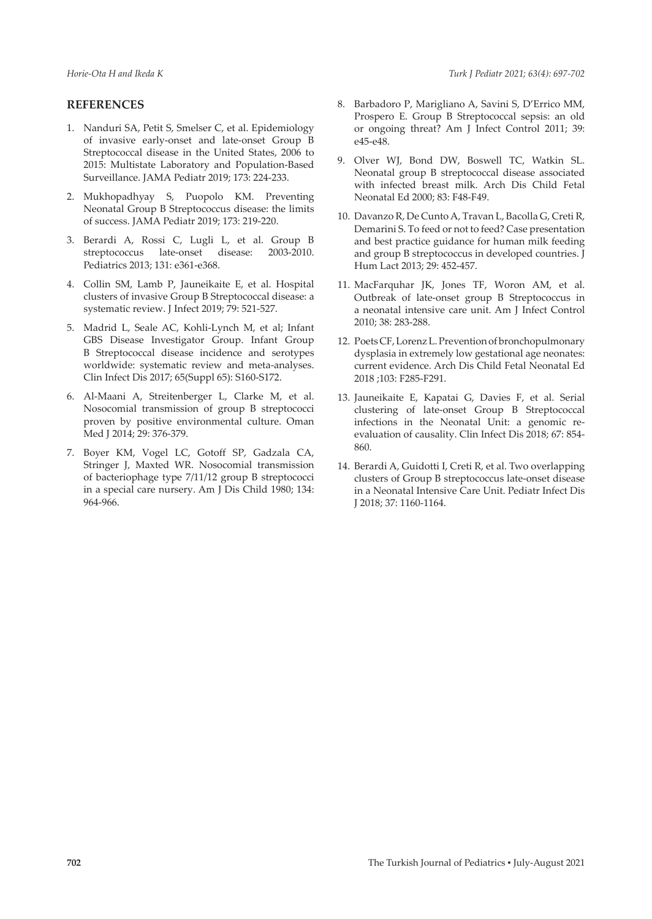## REFERENCES

1. Nanduri SA, Petit S, Smelser C, et al. Epidemiology of invasive early-onset and late-onset Group B Streptococcal disease in the United States, 2006 to 2015: Multistate Laboratory and Population-Based Surveillance. JAMA Pediatr 2019; 173: 224-233.
2. Mukhopadhyay S, Puopolo KM. Preventing Neonatal Group B Streptococcus disease: the limits of success. JAMA Pediatr 2019; 173: 219-220.
3. Berardi A, Rossi C, Lugli L, et al. Group B streptococcus late-onset disease: 2003-2010. Pediatrics 2013; 131: e361-e368.
4. Collin SM, Lamb P, Jauneikaite E, et al. Hospital clusters of invasive Group B Streptococcal disease: a systematic review. J Infect 2019; 79: 521-527.
5. Madrid L, Seale AC, Kohli-Lynch M, et al; Infant GBS Disease Investigator Group. Infant Group B Streptococcal disease incidence and serotypes worldwide: systematic review and meta-analyses. Clin Infect Dis 2017; 65(Suppl 65): S160-S172.
6. Al-Maani A, Streitenberger L, Clarke M, et al. Nosocomial transmission of group B streptococci proven by positive environmental culture. Oman Med J 2014; 29: 376-379.
7. Boyer KM, Vogel LC, Gotoff SP, Gadzala CA, Stringer J, Maxted WR. Nosocomial transmission of bacteriophage type 7/11/12 group B streptococci in a special care nursery. Am J Dis Child 1980; 134: 964-966.
8. Barbadoro P, Marigliano A, Savini S, D'Errico MM, Prospero E. Group B Streptococcal sepsis: an old or ongoing threat? Am J Infect Control 2011; 39: e45-e48.
9. Olver WJ, Bond DW, Boswell TC, Watkin SL. Neonatal group B streptococcal disease associated with infected breast milk. Arch Dis Child Fetal Neonatal Ed 2000; 83: F48-F49.
10. Davanzo R, De Cunto A, Travan L, Bacolla G, Creti R, Demarini S. To feed or not to feed? Case presentation and best practice guidance for human milk feeding and group B streptococcus in developed countries. J Hum Lact 2013; 29: 452-457.
11. MacFarquhar JK, Jones TF, Woron AM, et al. Outbreak of late-onset group B Streptococcus in a neonatal intensive care unit. Am J Infect Control 2010; 38: 283-288.
12. Poets CF, Lorenz L. Prevention of bronchopulmonary dysplasia in extremely low gestational age neonates: current evidence. Arch Dis Child Fetal Neonatal Ed 2018 ;103: F285-F291.
13. Jauneikaite E, Kapatai G, Davies F, et al. Serial clustering of late-onset Group B Streptococcal infections in the Neonatal Unit: a genomic re-evaluation of causality. Clin Infect Dis 2018; 67: 854-860.
14. Berardi A, Guidotti I, Creti R, et al. Two overlapping clusters of Group B streptococcus late-onset disease in a Neonatal Intensive Care Unit. Pediatr Infect Dis J 2018; 37: 1160-1164.